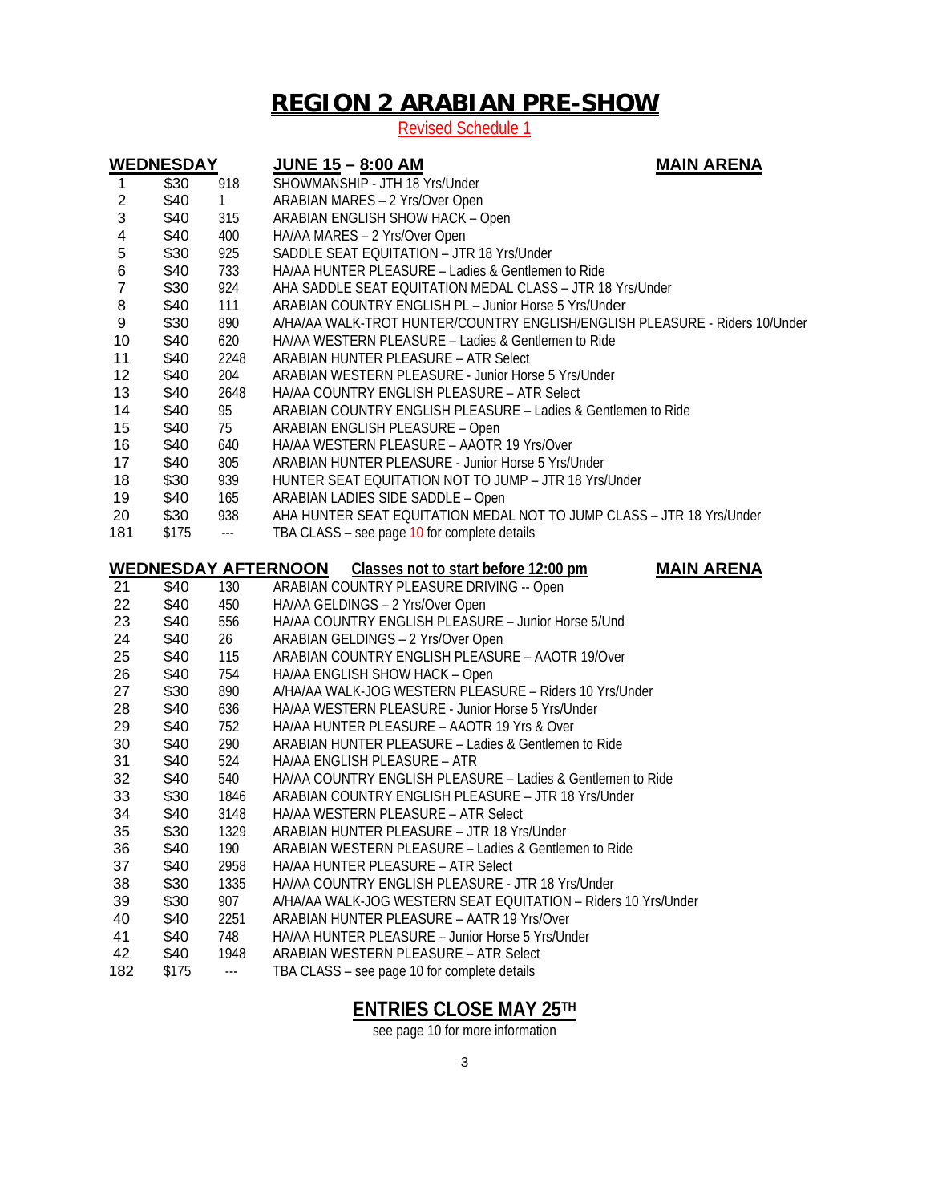# REGION 2 ARABIAN PRE-SHOW

Revised Schedule 1

## WEDNESDAY — JUNE 15 – 8:00 AM — MAIN ARENA

| # | Fee | Class | Description |
|---|---|---|---|
| 1 | $30 | 918 | SHOWMANSHIP - JTH 18 Yrs/Under |
| 2 | $40 | 1 | ARABIAN MARES – 2 Yrs/Over Open |
| 3 | $40 | 315 | ARABIAN ENGLISH SHOW HACK – Open |
| 4 | $40 | 400 | HA/AA MARES – 2 Yrs/Over Open |
| 5 | $30 | 925 | SADDLE SEAT EQUITATION – JTR 18 Yrs/Under |
| 6 | $40 | 733 | HA/AA HUNTER PLEASURE – Ladies & Gentlemen to Ride |
| 7 | $30 | 924 | AHA SADDLE SEAT EQUITATION MEDAL CLASS – JTR 18 Yrs/Under |
| 8 | $40 | 111 | ARABIAN COUNTRY ENGLISH PL – Junior Horse 5 Yrs/Under |
| 9 | $30 | 890 | A/HA/AA WALK-TROT HUNTER/COUNTRY ENGLISH/ENGLISH PLEASURE - Riders 10/Under |
| 10 | $40 | 620 | HA/AA WESTERN PLEASURE – Ladies & Gentlemen to Ride |
| 11 | $40 | 2248 | ARABIAN HUNTER PLEASURE – ATR Select |
| 12 | $40 | 204 | ARABIAN WESTERN PLEASURE - Junior Horse 5 Yrs/Under |
| 13 | $40 | 2648 | HA/AA COUNTRY ENGLISH PLEASURE – ATR Select |
| 14 | $40 | 95 | ARABIAN COUNTRY ENGLISH PLEASURE – Ladies & Gentlemen to Ride |
| 15 | $40 | 75 | ARABIAN ENGLISH PLEASURE – Open |
| 16 | $40 | 640 | HA/AA WESTERN PLEASURE – AAOTR 19 Yrs/Over |
| 17 | $40 | 305 | ARABIAN HUNTER PLEASURE - Junior Horse 5 Yrs/Under |
| 18 | $30 | 939 | HUNTER SEAT EQUITATION NOT TO JUMP – JTR 18 Yrs/Under |
| 19 | $40 | 165 | ARABIAN LADIES SIDE SADDLE – Open |
| 20 | $30 | 938 | AHA HUNTER SEAT EQUITATION MEDAL NOT TO JUMP CLASS – JTR 18 Yrs/Under |
| 181 | $175 | --- | TBA CLASS – see page 10 for complete details |

## WEDNESDAY AFTERNOON — Classes not to start before 12:00 pm — MAIN ARENA

| # | Fee | Class | Description |
|---|---|---|---|
| 21 | $40 | 130 | ARABIAN COUNTRY PLEASURE DRIVING -- Open |
| 22 | $40 | 450 | HA/AA GELDINGS – 2 Yrs/Over Open |
| 23 | $40 | 556 | HA/AA COUNTRY ENGLISH PLEASURE – Junior Horse 5/Und |
| 24 | $40 | 26 | ARABIAN GELDINGS – 2 Yrs/Over Open |
| 25 | $40 | 115 | ARABIAN COUNTRY ENGLISH PLEASURE – AAOTR 19/Over |
| 26 | $40 | 754 | HA/AA ENGLISH SHOW HACK – Open |
| 27 | $30 | 890 | A/HA/AA WALK-JOG WESTERN PLEASURE – Riders 10 Yrs/Under |
| 28 | $40 | 636 | HA/AA WESTERN PLEASURE - Junior Horse 5 Yrs/Under |
| 29 | $40 | 752 | HA/AA HUNTER PLEASURE – AAOTR 19 Yrs & Over |
| 30 | $40 | 290 | ARABIAN HUNTER PLEASURE – Ladies & Gentlemen to Ride |
| 31 | $40 | 524 | HA/AA ENGLISH PLEASURE – ATR |
| 32 | $40 | 540 | HA/AA COUNTRY ENGLISH PLEASURE – Ladies & Gentlemen to Ride |
| 33 | $30 | 1846 | ARABIAN COUNTRY ENGLISH PLEASURE – JTR 18 Yrs/Under |
| 34 | $40 | 3148 | HA/AA WESTERN PLEASURE – ATR Select |
| 35 | $30 | 1329 | ARABIAN HUNTER PLEASURE – JTR 18 Yrs/Under |
| 36 | $40 | 190 | ARABIAN WESTERN PLEASURE – Ladies & Gentlemen to Ride |
| 37 | $40 | 2958 | HA/AA HUNTER PLEASURE – ATR Select |
| 38 | $30 | 1335 | HA/AA COUNTRY ENGLISH PLEASURE - JTR 18 Yrs/Under |
| 39 | $30 | 907 | A/HA/AA WALK-JOG WESTERN SEAT EQUITATION – Riders 10 Yrs/Under |
| 40 | $40 | 2251 | ARABIAN HUNTER PLEASURE – AATR 19 Yrs/Over |
| 41 | $40 | 748 | HA/AA HUNTER PLEASURE – Junior Horse 5 Yrs/Under |
| 42 | $40 | 1948 | ARABIAN WESTERN PLEASURE – ATR Select |
| 182 | $175 | --- | TBA CLASS – see page 10 for complete details |

## ENTRIES CLOSE MAY 25TH

see page 10 for more information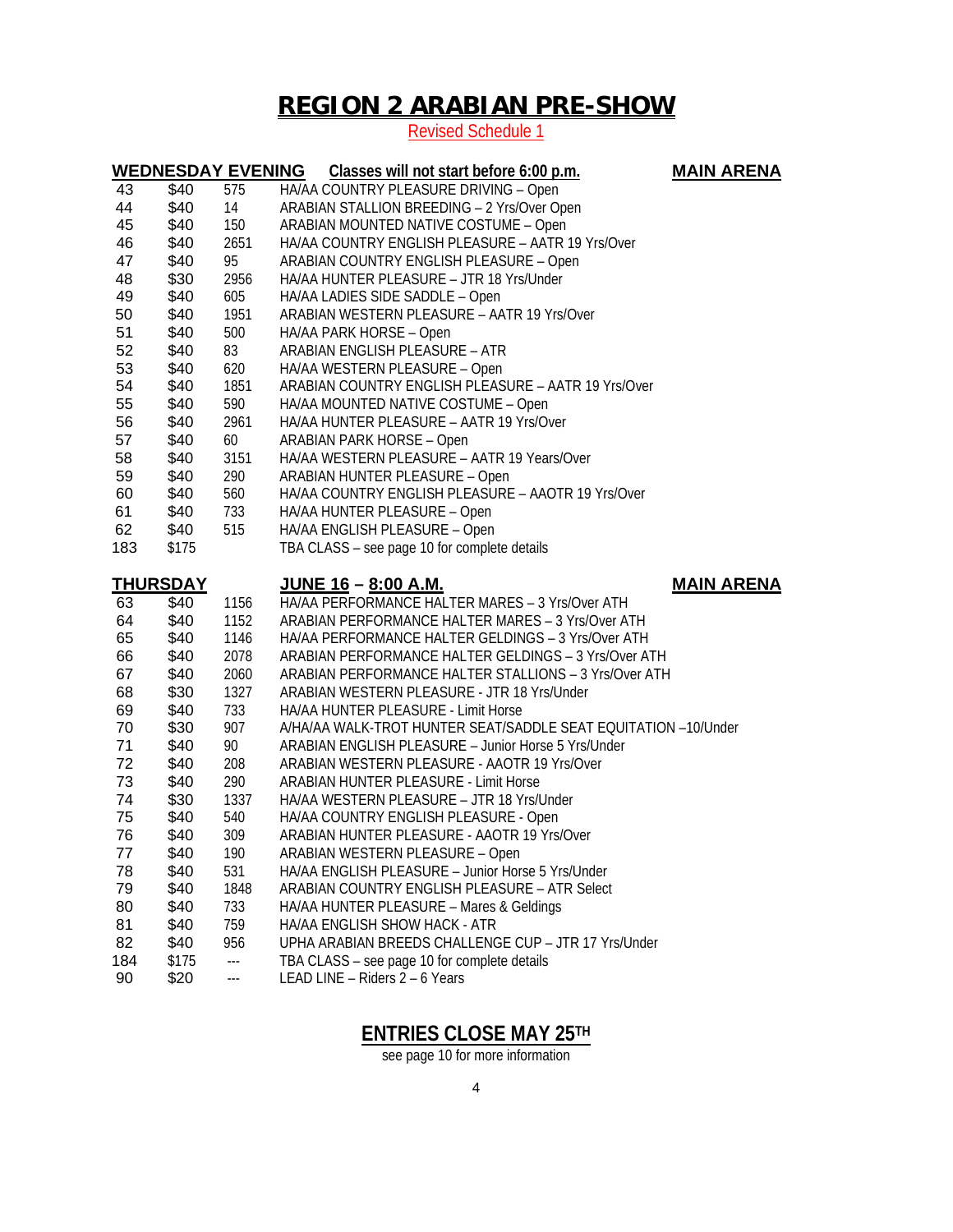# REGION 2 ARABIAN PRE-SHOW

Revised Schedule 1

**WEDNESDAY EVENING** — **Classes will not start before 6:00 p.m.** — **MAIN ARENA**

| | | | |
|---|---|---|---|
| 43 | $40 | 575 | HA/AA COUNTRY PLEASURE DRIVING – Open |
| 44 | $40 | 14 | ARABIAN STALLION BREEDING – 2 Yrs/Over Open |
| 45 | $40 | 150 | ARABIAN MOUNTED NATIVE COSTUME – Open |
| 46 | $40 | 2651 | HA/AA COUNTRY ENGLISH PLEASURE – AATR 19 Yrs/Over |
| 47 | $40 | 95 | ARABIAN COUNTRY ENGLISH PLEASURE – Open |
| 48 | $30 | 2956 | HA/AA HUNTER PLEASURE – JTR 18 Yrs/Under |
| 49 | $40 | 605 | HA/AA LADIES SIDE SADDLE – Open |
| 50 | $40 | 1951 | ARABIAN WESTERN PLEASURE – AATR 19 Yrs/Over |
| 51 | $40 | 500 | HA/AA PARK HORSE – Open |
| 52 | $40 | 83 | ARABIAN ENGLISH PLEASURE – ATR |
| 53 | $40 | 620 | HA/AA WESTERN PLEASURE – Open |
| 54 | $40 | 1851 | ARABIAN COUNTRY ENGLISH PLEASURE – AATR 19 Yrs/Over |
| 55 | $40 | 590 | HA/AA MOUNTED NATIVE COSTUME – Open |
| 56 | $40 | 2961 | HA/AA HUNTER PLEASURE – AATR 19 Yrs/Over |
| 57 | $40 | 60 | ARABIAN PARK HORSE – Open |
| 58 | $40 | 3151 | HA/AA WESTERN PLEASURE – AATR 19 Years/Over |
| 59 | $40 | 290 | ARABIAN HUNTER PLEASURE – Open |
| 60 | $40 | 560 | HA/AA COUNTRY ENGLISH PLEASURE – AAOTR 19 Yrs/Over |
| 61 | $40 | 733 | HA/AA HUNTER PLEASURE – Open |
| 62 | $40 | 515 | HA/AA ENGLISH PLEASURE – Open |
| 183 | $175 | | TBA CLASS – see page 10 for complete details |

**THURSDAY** — **JUNE 16 – 8:00 A.M.** — **MAIN ARENA**

| | | | |
|---|---|---|---|
| 63 | $40 | 1156 | HA/AA PERFORMANCE HALTER MARES – 3 Yrs/Over ATH |
| 64 | $40 | 1152 | ARABIAN PERFORMANCE HALTER MARES – 3 Yrs/Over ATH |
| 65 | $40 | 1146 | HA/AA PERFORMANCE HALTER GELDINGS – 3 Yrs/Over ATH |
| 66 | $40 | 2078 | ARABIAN PERFORMANCE HALTER GELDINGS – 3 Yrs/Over ATH |
| 67 | $40 | 2060 | ARABIAN PERFORMANCE HALTER STALLIONS – 3 Yrs/Over ATH |
| 68 | $30 | 1327 | ARABIAN WESTERN PLEASURE - JTR 18 Yrs/Under |
| 69 | $40 | 733 | HA/AA HUNTER PLEASURE - Limit Horse |
| 70 | $30 | 907 | A/HA/AA WALK-TROT HUNTER SEAT/SADDLE SEAT EQUITATION –10/Under |
| 71 | $40 | 90 | ARABIAN ENGLISH PLEASURE – Junior Horse 5 Yrs/Under |
| 72 | $40 | 208 | ARABIAN WESTERN PLEASURE - AAOTR 19 Yrs/Over |
| 73 | $40 | 290 | ARABIAN HUNTER PLEASURE - Limit Horse |
| 74 | $30 | 1337 | HA/AA WESTERN PLEASURE – JTR 18 Yrs/Under |
| 75 | $40 | 540 | HA/AA COUNTRY ENGLISH PLEASURE - Open |
| 76 | $40 | 309 | ARABIAN HUNTER PLEASURE - AAOTR 19 Yrs/Over |
| 77 | $40 | 190 | ARABIAN WESTERN PLEASURE – Open |
| 78 | $40 | 531 | HA/AA ENGLISH PLEASURE – Junior Horse 5 Yrs/Under |
| 79 | $40 | 1848 | ARABIAN COUNTRY ENGLISH PLEASURE – ATR Select |
| 80 | $40 | 733 | HA/AA HUNTER PLEASURE – Mares & Geldings |
| 81 | $40 | 759 | HA/AA ENGLISH SHOW HACK - ATR |
| 82 | $40 | 956 | UPHA ARABIAN BREEDS CHALLENGE CUP – JTR 17 Yrs/Under |
| 184 | $175 | --- | TBA CLASS – see page 10 for complete details |
| 90 | $20 | --- | LEAD LINE – Riders 2 – 6 Years |

## ENTRIES CLOSE MAY 25TH

see page 10 for more information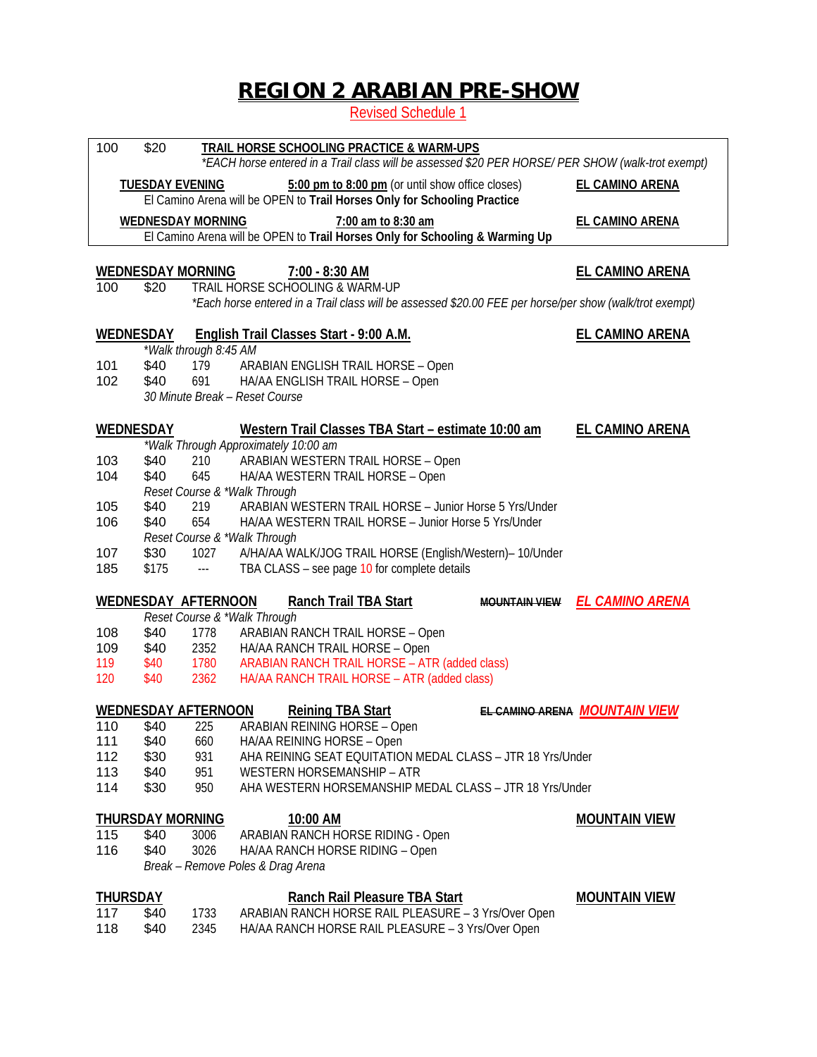# REGION 2 ARABIAN PRE-SHOW

Revised Schedule 1

100 $20 **TRAIL HORSE SCHOOLING PRACTICE & WARM-UPS**

*\*EACH horse entered in a Trail class will be assessed $20 PER HORSE/ PER SHOW (walk-trot exempt)*

**TUESDAY EVENING** — **5:00 pm to 8:00 pm** (or until show office closes) — **EL CAMINO ARENA**

El Camino Arena will be OPEN to **Trail Horses Only for Schooling Practice**

**WEDNESDAY MORNING** — **7:00 am to 8:30 am** — **EL CAMINO ARENA**

El Camino Arena will be OPEN to **Trail Horses Only for Schooling & Warming Up**

## WEDNESDAY MORNING — 7:00 - 8:30 AM — EL CAMINO ARENA

100 $20 TRAIL HORSE SCHOOLING & WARM-UP

*\*Each horse entered in a Trail class will be assessed $20.00 FEE per horse/per show (walk/trot exempt)*

## WEDNESDAY — English Trail Classes Start - 9:00 A.M. — EL CAMINO ARENA

*\*Walk through 8:45 AM*

| | | | |
|---|---|---|---|
| 101 | $40 | 179 | ARABIAN ENGLISH TRAIL HORSE – Open |
| 102 | $40 | 691 | HA/AA ENGLISH TRAIL HORSE – Open |

*30 Minute Break – Reset Course*

## WEDNESDAY — Western Trail Classes TBA Start – estimate 10:00 am — EL CAMINO ARENA

*\*Walk Through Approximately 10:00 am*

| | | | |
|---|---|---|---|
| 103 | $40 | 210 | ARABIAN WESTERN TRAIL HORSE – Open |
| 104 | $40 | 645 | HA/AA WESTERN TRAIL HORSE – Open |
| | | | *Reset Course & \*Walk Through* |
| 105 | $40 | 219 | ARABIAN WESTERN TRAIL HORSE – Junior Horse 5 Yrs/Under |
| 106 | $40 | 654 | HA/AA WESTERN TRAIL HORSE – Junior Horse 5 Yrs/Under |
| | | | *Reset Course & \*Walk Through* |
| 107 | $30 | 1027 | A/HA/AA WALK/JOG TRAIL HORSE (English/Western)– 10/Under |
| 185 | $175 | --- | TBA CLASS – see page 10 for complete details |

## WEDNESDAY AFTERNOON — Ranch Trail TBA Start — ~~MOUNTAIN VIEW~~ *EL CAMINO ARENA*

*Reset Course & \*Walk Through*

| | | | |
|---|---|---|---|
| 108 | $40 | 1778 | ARABIAN RANCH TRAIL HORSE – Open |
| 109 | $40 | 2352 | HA/AA RANCH TRAIL HORSE – Open |
| 119 | $40 | 1780 | ARABIAN RANCH TRAIL HORSE – ATR (added class) |
| 120 | $40 | 2362 | HA/AA RANCH TRAIL HORSE – ATR (added class) |

## WEDNESDAY AFTERNOON — Reining TBA Start — ~~EL CAMINO ARENA~~ *MOUNTAIN VIEW*

| | | | |
|---|---|---|---|
| 110 | $40 | 225 | ARABIAN REINING HORSE – Open |
| 111 | $40 | 660 | HA/AA REINING HORSE – Open |
| 112 | $30 | 931 | AHA REINING SEAT EQUITATION MEDAL CLASS – JTR 18 Yrs/Under |
| 113 | $40 | 951 | WESTERN HORSEMANSHIP – ATR |
| 114 | $30 | 950 | AHA WESTERN HORSEMANSHIP MEDAL CLASS – JTR 18 Yrs/Under |

## THURSDAY MORNING — 10:00 AM — MOUNTAIN VIEW

| | | | |
|---|---|---|---|
| 115 | $40 | 3006 | ARABIAN RANCH HORSE RIDING - Open |
| 116 | $40 | 3026 | HA/AA RANCH HORSE RIDING – Open |

*Break – Remove Poles & Drag Arena*

## THURSDAY — Ranch Rail Pleasure TBA Start — MOUNTAIN VIEW

| | | | |
|---|---|---|---|
| 117 | $40 | 1733 | ARABIAN RANCH HORSE RAIL PLEASURE – 3 Yrs/Over Open |
| 118 | $40 | 2345 | HA/AA RANCH HORSE RAIL PLEASURE – 3 Yrs/Over Open |